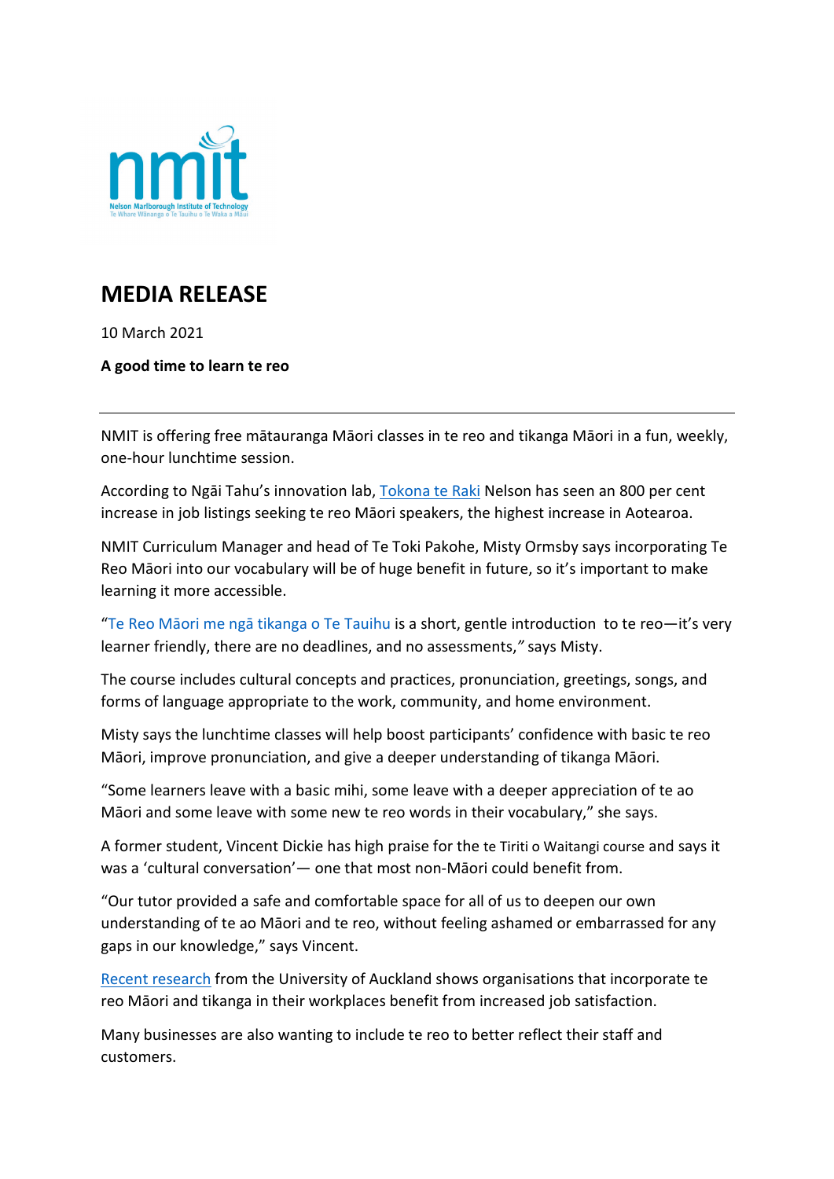# MEDIA RELEASE

10 March 2021

**A good time to learn te reo**

---

NMIT is offering free mātauranga Māori classes in te reo and tikanga Māori in a fun, weekly, one-hour lunchtime session.

According to Ngāi Tahu's innovation lab, Tokona te Raki Nelson has seen an 800 per cent increase in job listings seeking te reo Māori speakers, the highest increase in Aotearoa.

NMIT Curriculum Manager and head of Te Toki Pakohe, Misty Ormsby says incorporating Te Reo Māori into our vocabulary will be of huge benefit in future, so it's important to make learning it more accessible.

"Te Reo Māori me ngā tikanga o Te Tauihu is a short, gentle introduction to te reo—it's very learner friendly, there are no deadlines, and no assessments," says Misty.

The course includes cultural concepts and practices, pronunciation, greetings, songs, and forms of language appropriate to the work, community, and home environment.

Misty says the lunchtime classes will help boost participants' confidence with basic te reo Māori, improve pronunciation, and give a deeper understanding of tikanga Māori.

"Some learners leave with a basic mihi, some leave with a deeper appreciation of te ao Māori and some leave with some new te reo words in their vocabulary," she says.

A former student, Vincent Dickie has high praise for the te Tiriti o Waitangi course and says it was a 'cultural conversation'— one that most non-Māori could benefit from.

"Our tutor provided a safe and comfortable space for all of us to deepen our own understanding of te ao Māori and te reo, without feeling ashamed or embarrassed for any gaps in our knowledge," says Vincent.

Recent research from the University of Auckland shows organisations that incorporate te reo Māori and tikanga in their workplaces benefit from increased job satisfaction.

Many businesses are also wanting to include te reo to better reflect their staff and customers.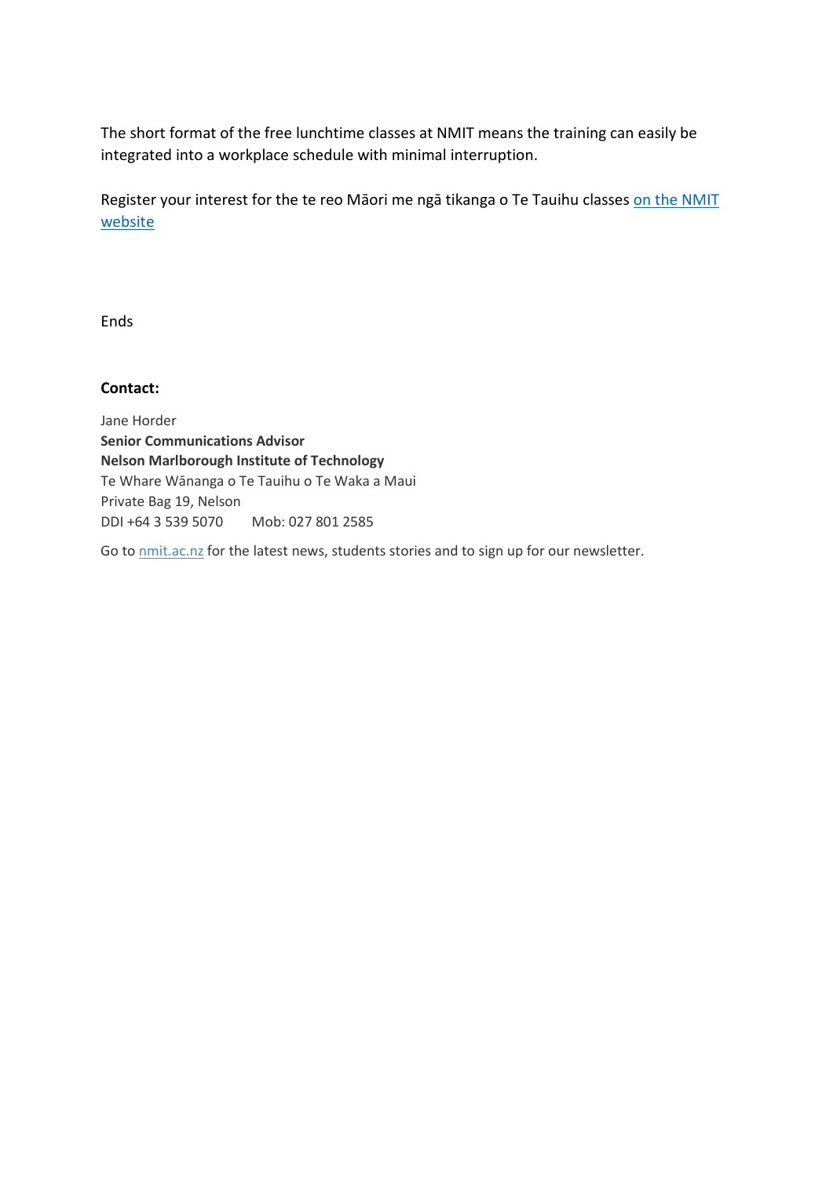The short format of the free lunchtime classes at NMIT means the training can easily be integrated into a workplace schedule with minimal interruption.

Register your interest for the te reo Māori me ngā tikanga o Te Tauihu classes on the NMIT website

Ends

**Contact:**

Jane Horder
**Senior Communications Advisor**
**Nelson Marlborough Institute of Technology**
Te Whare Wānanga o Te Tauihu o Te Waka a Maui
Private Bag 19, Nelson
DDI +64 3 539 5070 Mob: 027 801 2585

Go to nmit.ac.nz for the latest news, students stories and to sign up for our newsletter.